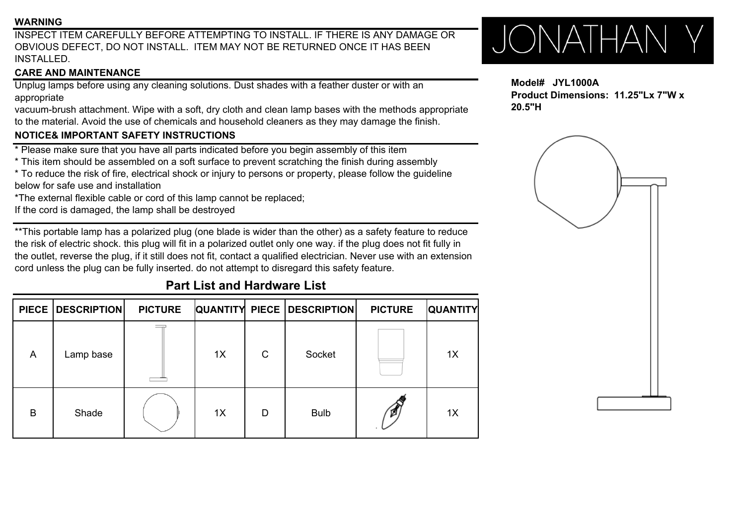JONATHAN Y

**Model# JYL1000A**
**Product Dimensions: 11.25"Lx 7"W x 20.5"H**

**WARNING**

INSPECT ITEM CAREFULLY BEFORE ATTEMPTING TO INSTALL. IF THERE IS ANY DAMAGE OR OBVIOUS DEFECT, DO NOT INSTALL. ITEM MAY NOT BE RETURNED ONCE IT HAS BEEN INSTALLED.

**CARE AND MAINTENANCE**

Unplug lamps before using any cleaning solutions. Dust shades with a feather duster or with an appropriate
vacuum-brush attachment. Wipe with a soft, dry cloth and clean lamp bases with the methods appropriate to the material. Avoid the use of chemicals and household cleaners as they may damage the finish.

**NOTICE& IMPORTANT SAFETY INSTRUCTIONS**

* Please make sure that you have all parts indicated before you begin assembly of this item
* This item should be assembled on a soft surface to prevent scratching the finish during assembly
* To reduce the risk of fire, electrical shock or injury to persons or property, please follow the guideline below for safe use and installation
*The external flexible cable or cord of this lamp cannot be replaced;
If the cord is damaged, the lamp shall be destroyed

**This portable lamp has a polarized plug (one blade is wider than the other) as a safety feature to reduce the risk of electric shock. this plug will fit in a polarized outlet only one way. if the plug does not fit fully in the outlet, reverse the plug, if it still does not fit, contact a qualified electrician. Never use with an extension cord unless the plug can be fully inserted. do not attempt to disregard this safety feature.

## Part List and Hardware List

| PIECE | DESCRIPTION | PICTURE | QUANTITY | PIECE | DESCRIPTION | PICTURE | QUANTITY |
|---|---|---|---|---|---|---|---|
| A | Lamp base | | 1X | C | Socket | | 1X |
| B | Shade | | 1X | D | Bulb | | 1X |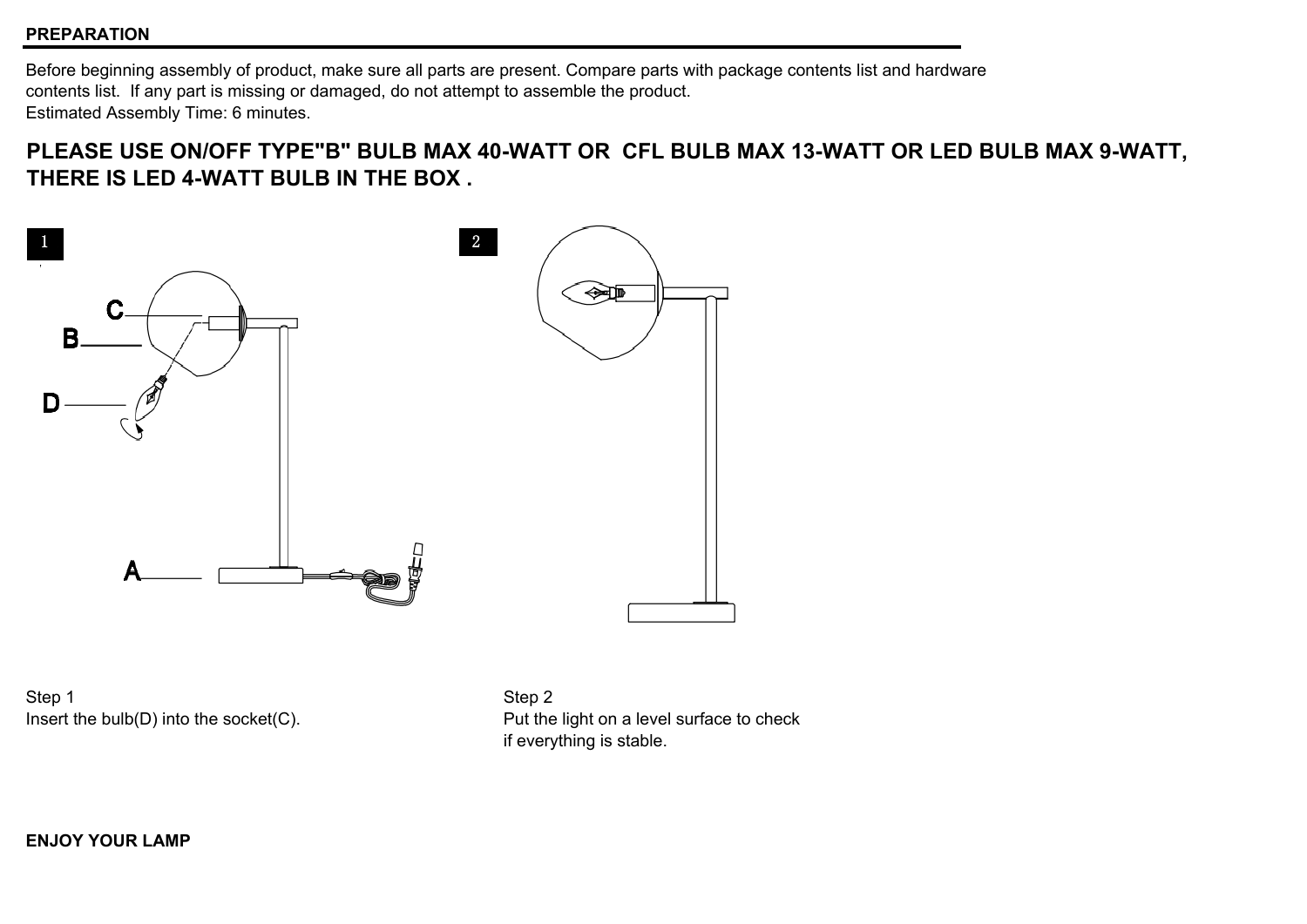## PREPARATION

Before beginning assembly of product, make sure all parts are present. Compare parts with package contents list and hardware contents list. If any part is missing or damaged, do not attempt to assemble the product.
Estimated Assembly Time: 6 minutes.

**PLEASE USE ON/OFF TYPE"B" BULB MAX 40-WATT OR CFL BULB MAX 13-WATT OR LED BULB MAX 9-WATT, THERE IS LED 4-WATT BULB IN THE BOX .**

1

C

B

D

A

2

Step 1
Insert the bulb(D) into the socket(C).

Step 2
Put the light on a level surface to check if everything is stable.

**ENJOY YOUR LAMP**